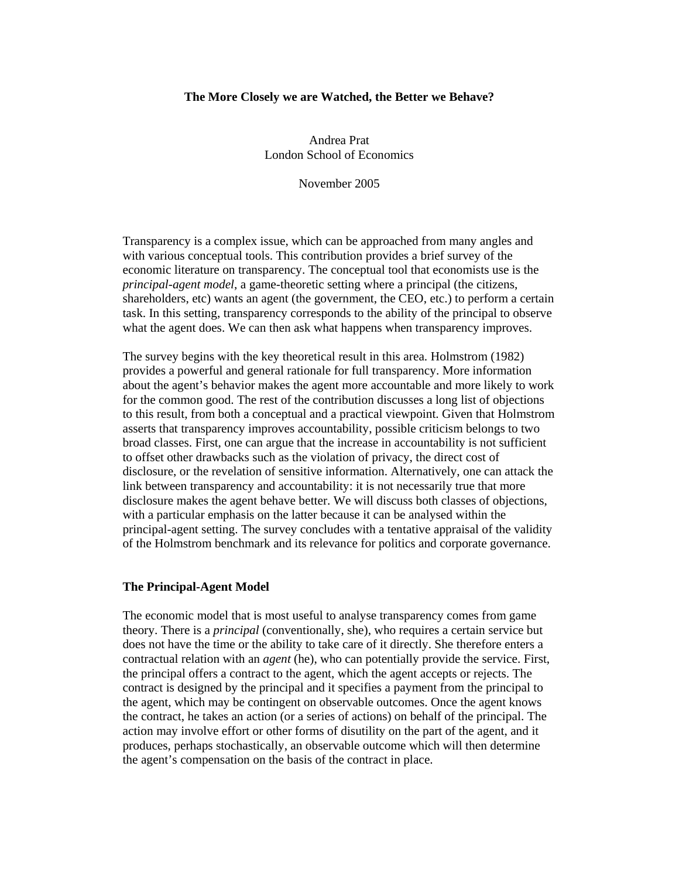# The More Closely we are Watched, the Better we Behave?

Andrea Prat
London School of Economics

November 2005

Transparency is a complex issue, which can be approached from many angles and with various conceptual tools. This contribution provides a brief survey of the economic literature on transparency. The conceptual tool that economists use is the *principal-agent model*, a game-theoretic setting where a principal (the citizens, shareholders, etc) wants an agent (the government, the CEO, etc.) to perform a certain task. In this setting, transparency corresponds to the ability of the principal to observe what the agent does. We can then ask what happens when transparency improves.

The survey begins with the key theoretical result in this area. Holmstrom (1982) provides a powerful and general rationale for full transparency. More information about the agent's behavior makes the agent more accountable and more likely to work for the common good. The rest of the contribution discusses a long list of objections to this result, from both a conceptual and a practical viewpoint. Given that Holmstrom asserts that transparency improves accountability, possible criticism belongs to two broad classes. First, one can argue that the increase in accountability is not sufficient to offset other drawbacks such as the violation of privacy, the direct cost of disclosure, or the revelation of sensitive information. Alternatively, one can attack the link between transparency and accountability: it is not necessarily true that more disclosure makes the agent behave better. We will discuss both classes of objections, with a particular emphasis on the latter because it can be analysed within the principal-agent setting. The survey concludes with a tentative appraisal of the validity of the Holmstrom benchmark and its relevance for politics and corporate governance.

## The Principal-Agent Model

The economic model that is most useful to analyse transparency comes from game theory. There is a *principal* (conventionally, she), who requires a certain service but does not have the time or the ability to take care of it directly. She therefore enters a contractual relation with an *agent* (he), who can potentially provide the service. First, the principal offers a contract to the agent, which the agent accepts or rejects. The contract is designed by the principal and it specifies a payment from the principal to the agent, which may be contingent on observable outcomes. Once the agent knows the contract, he takes an action (or a series of actions) on behalf of the principal. The action may involve effort or other forms of disutility on the part of the agent, and it produces, perhaps stochastically, an observable outcome which will then determine the agent's compensation on the basis of the contract in place.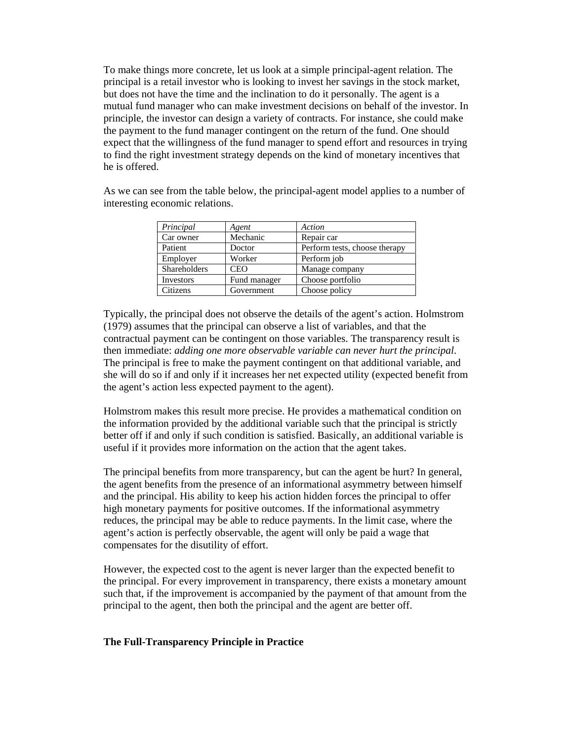To make things more concrete, let us look at a simple principal-agent relation. The principal is a retail investor who is looking to invest her savings in the stock market, but does not have the time and the inclination to do it personally. The agent is a mutual fund manager who can make investment decisions on behalf of the investor. In principle, the investor can design a variety of contracts. For instance, she could make the payment to the fund manager contingent on the return of the fund. One should expect that the willingness of the fund manager to spend effort and resources in trying to find the right investment strategy depends on the kind of monetary incentives that he is offered.

As we can see from the table below, the principal-agent model applies to a number of interesting economic relations.

| *Principal* | *Agent* | *Action* |
| --- | --- | --- |
| Car owner | Mechanic | Repair car |
| Patient | Doctor | Perform tests, choose therapy |
| Employer | Worker | Perform job |
| Shareholders | CEO | Manage company |
| Investors | Fund manager | Choose portfolio |
| Citizens | Government | Choose policy |

Typically, the principal does not observe the details of the agent's action. Holmstrom (1979) assumes that the principal can observe a list of variables, and that the contractual payment can be contingent on those variables. The transparency result is then immediate: *adding one more observable variable can never hurt the principal*. The principal is free to make the payment contingent on that additional variable, and she will do so if and only if it increases her net expected utility (expected benefit from the agent's action less expected payment to the agent).

Holmstrom makes this result more precise. He provides a mathematical condition on the information provided by the additional variable such that the principal is strictly better off if and only if such condition is satisfied. Basically, an additional variable is useful if it provides more information on the action that the agent takes.

The principal benefits from more transparency, but can the agent be hurt? In general, the agent benefits from the presence of an informational asymmetry between himself and the principal. His ability to keep his action hidden forces the principal to offer high monetary payments for positive outcomes. If the informational asymmetry reduces, the principal may be able to reduce payments. In the limit case, where the agent's action is perfectly observable, the agent will only be paid a wage that compensates for the disutility of effort.

However, the expected cost to the agent is never larger than the expected benefit to the principal. For every improvement in transparency, there exists a monetary amount such that, if the improvement is accompanied by the payment of that amount from the principal to the agent, then both the principal and the agent are better off.

## The Full-Transparency Principle in Practice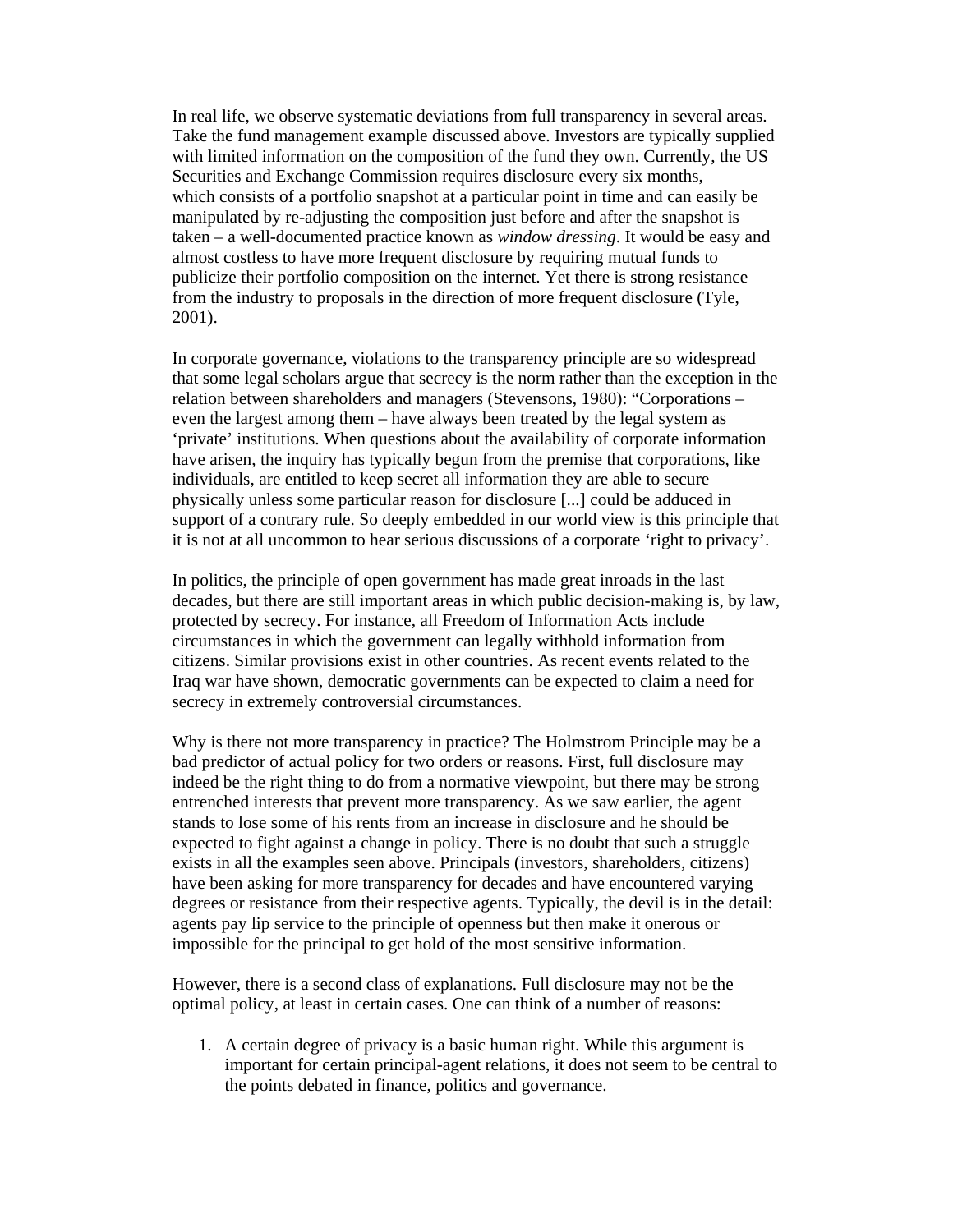In real life, we observe systematic deviations from full transparency in several areas. Take the fund management example discussed above. Investors are typically supplied with limited information on the composition of the fund they own. Currently, the US Securities and Exchange Commission requires disclosure every six months, which consists of a portfolio snapshot at a particular point in time and can easily be manipulated by re-adjusting the composition just before and after the snapshot is taken – a well-documented practice known as *window dressing*. It would be easy and almost costless to have more frequent disclosure by requiring mutual funds to publicize their portfolio composition on the internet. Yet there is strong resistance from the industry to proposals in the direction of more frequent disclosure (Tyle, 2001).

In corporate governance, violations to the transparency principle are so widespread that some legal scholars argue that secrecy is the norm rather than the exception in the relation between shareholders and managers (Stevensons, 1980): "Corporations – even the largest among them – have always been treated by the legal system as 'private' institutions. When questions about the availability of corporate information have arisen, the inquiry has typically begun from the premise that corporations, like individuals, are entitled to keep secret all information they are able to secure physically unless some particular reason for disclosure [...] could be adduced in support of a contrary rule. So deeply embedded in our world view is this principle that it is not at all uncommon to hear serious discussions of a corporate 'right to privacy'.

In politics, the principle of open government has made great inroads in the last decades, but there are still important areas in which public decision-making is, by law, protected by secrecy. For instance, all Freedom of Information Acts include circumstances in which the government can legally withhold information from citizens. Similar provisions exist in other countries. As recent events related to the Iraq war have shown, democratic governments can be expected to claim a need for secrecy in extremely controversial circumstances.

Why is there not more transparency in practice? The Holmstrom Principle may be a bad predictor of actual policy for two orders or reasons. First, full disclosure may indeed be the right thing to do from a normative viewpoint, but there may be strong entrenched interests that prevent more transparency. As we saw earlier, the agent stands to lose some of his rents from an increase in disclosure and he should be expected to fight against a change in policy. There is no doubt that such a struggle exists in all the examples seen above. Principals (investors, shareholders, citizens) have been asking for more transparency for decades and have encountered varying degrees or resistance from their respective agents. Typically, the devil is in the detail: agents pay lip service to the principle of openness but then make it onerous or impossible for the principal to get hold of the most sensitive information.

However, there is a second class of explanations. Full disclosure may not be the optimal policy, at least in certain cases. One can think of a number of reasons:

1. A certain degree of privacy is a basic human right. While this argument is important for certain principal-agent relations, it does not seem to be central to the points debated in finance, politics and governance.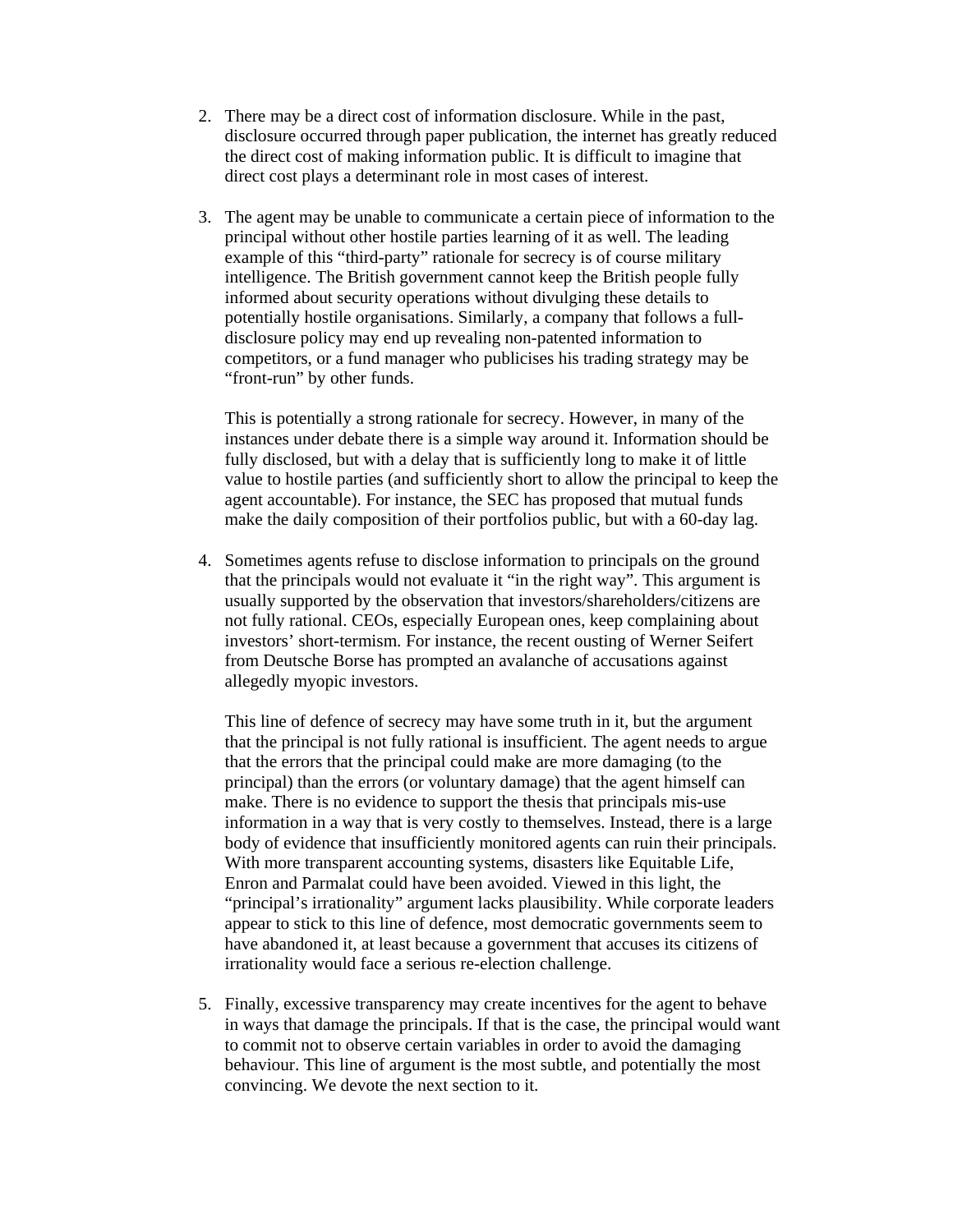2. There may be a direct cost of information disclosure. While in the past, disclosure occurred through paper publication, the internet has greatly reduced the direct cost of making information public. It is difficult to imagine that direct cost plays a determinant role in most cases of interest.

3. The agent may be unable to communicate a certain piece of information to the principal without other hostile parties learning of it as well. The leading example of this "third-party" rationale for secrecy is of course military intelligence. The British government cannot keep the British people fully informed about security operations without divulging these details to potentially hostile organisations. Similarly, a company that follows a full-disclosure policy may end up revealing non-patented information to competitors, or a fund manager who publicises his trading strategy may be "front-run" by other funds.

   This is potentially a strong rationale for secrecy. However, in many of the instances under debate there is a simple way around it. Information should be fully disclosed, but with a delay that is sufficiently long to make it of little value to hostile parties (and sufficiently short to allow the principal to keep the agent accountable). For instance, the SEC has proposed that mutual funds make the daily composition of their portfolios public, but with a 60-day lag.

4. Sometimes agents refuse to disclose information to principals on the ground that the principals would not evaluate it "in the right way". This argument is usually supported by the observation that investors/shareholders/citizens are not fully rational. CEOs, especially European ones, keep complaining about investors' short-termism. For instance, the recent ousting of Werner Seifert from Deutsche Borse has prompted an avalanche of accusations against allegedly myopic investors.

   This line of defence of secrecy may have some truth in it, but the argument that the principal is not fully rational is insufficient. The agent needs to argue that the errors that the principal could make are more damaging (to the principal) than the errors (or voluntary damage) that the agent himself can make. There is no evidence to support the thesis that principals mis-use information in a way that is very costly to themselves. Instead, there is a large body of evidence that insufficiently monitored agents can ruin their principals. With more transparent accounting systems, disasters like Equitable Life, Enron and Parmalat could have been avoided. Viewed in this light, the "principal's irrationality" argument lacks plausibility. While corporate leaders appear to stick to this line of defence, most democratic governments seem to have abandoned it, at least because a government that accuses its citizens of irrationality would face a serious re-election challenge.

5. Finally, excessive transparency may create incentives for the agent to behave in ways that damage the principals. If that is the case, the principal would want to commit not to observe certain variables in order to avoid the damaging behaviour. This line of argument is the most subtle, and potentially the most convincing. We devote the next section to it.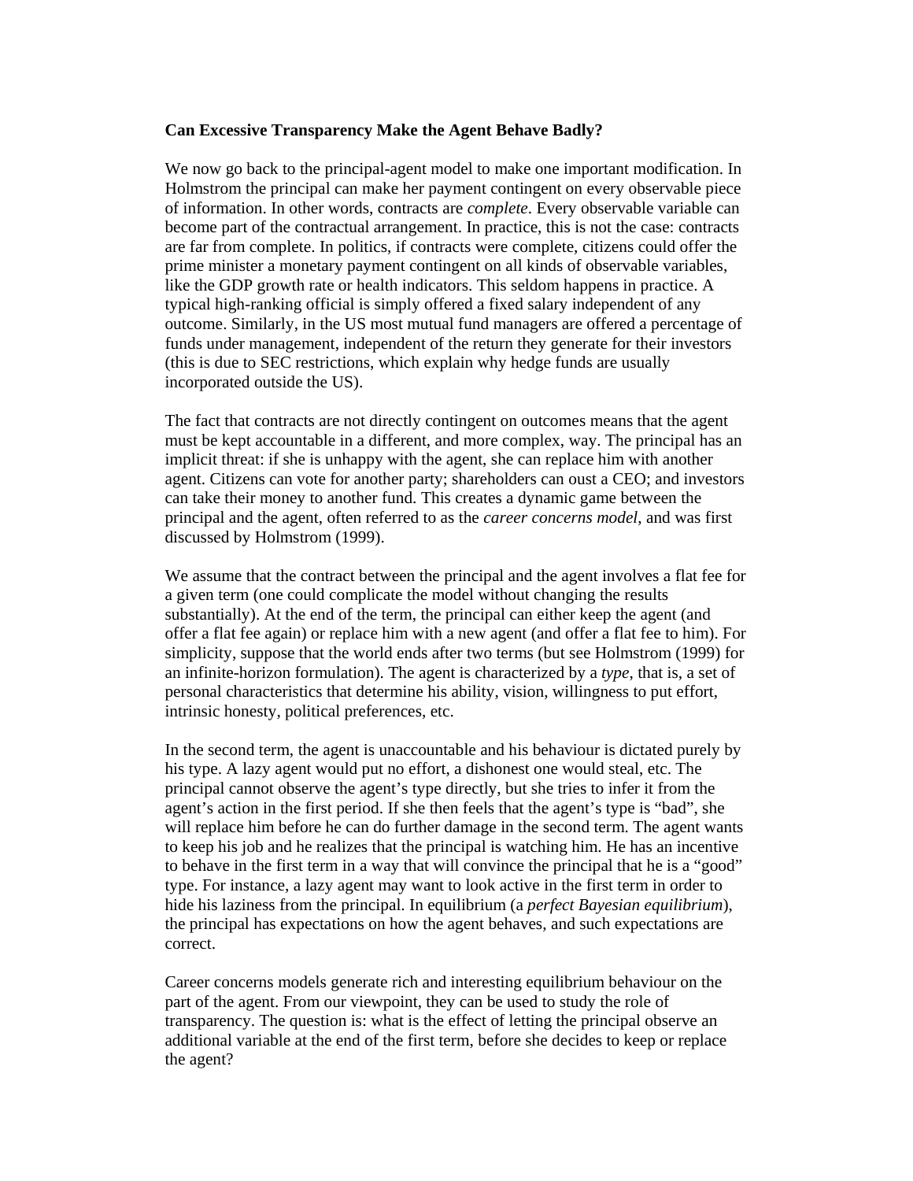**Can Excessive Transparency Make the Agent Behave Badly?**

We now go back to the principal-agent model to make one important modification. In Holmstrom the principal can make her payment contingent on every observable piece of information. In other words, contracts are *complete*. Every observable variable can become part of the contractual arrangement. In practice, this is not the case: contracts are far from complete. In politics, if contracts were complete, citizens could offer the prime minister a monetary payment contingent on all kinds of observable variables, like the GDP growth rate or health indicators. This seldom happens in practice. A typical high-ranking official is simply offered a fixed salary independent of any outcome. Similarly, in the US most mutual fund managers are offered a percentage of funds under management, independent of the return they generate for their investors (this is due to SEC restrictions, which explain why hedge funds are usually incorporated outside the US).

The fact that contracts are not directly contingent on outcomes means that the agent must be kept accountable in a different, and more complex, way. The principal has an implicit threat: if she is unhappy with the agent, she can replace him with another agent. Citizens can vote for another party; shareholders can oust a CEO; and investors can take their money to another fund. This creates a dynamic game between the principal and the agent, often referred to as the *career concerns model*, and was first discussed by Holmstrom (1999).

We assume that the contract between the principal and the agent involves a flat fee for a given term (one could complicate the model without changing the results substantially). At the end of the term, the principal can either keep the agent (and offer a flat fee again) or replace him with a new agent (and offer a flat fee to him). For simplicity, suppose that the world ends after two terms (but see Holmstrom (1999) for an infinite-horizon formulation). The agent is characterized by a *type*, that is, a set of personal characteristics that determine his ability, vision, willingness to put effort, intrinsic honesty, political preferences, etc.

In the second term, the agent is unaccountable and his behaviour is dictated purely by his type. A lazy agent would put no effort, a dishonest one would steal, etc. The principal cannot observe the agent's type directly, but she tries to infer it from the agent's action in the first period. If she then feels that the agent's type is "bad", she will replace him before he can do further damage in the second term. The agent wants to keep his job and he realizes that the principal is watching him. He has an incentive to behave in the first term in a way that will convince the principal that he is a "good" type. For instance, a lazy agent may want to look active in the first term in order to hide his laziness from the principal. In equilibrium (a *perfect Bayesian equilibrium*), the principal has expectations on how the agent behaves, and such expectations are correct.

Career concerns models generate rich and interesting equilibrium behaviour on the part of the agent. From our viewpoint, they can be used to study the role of transparency. The question is: what is the effect of letting the principal observe an additional variable at the end of the first term, before she decides to keep or replace the agent?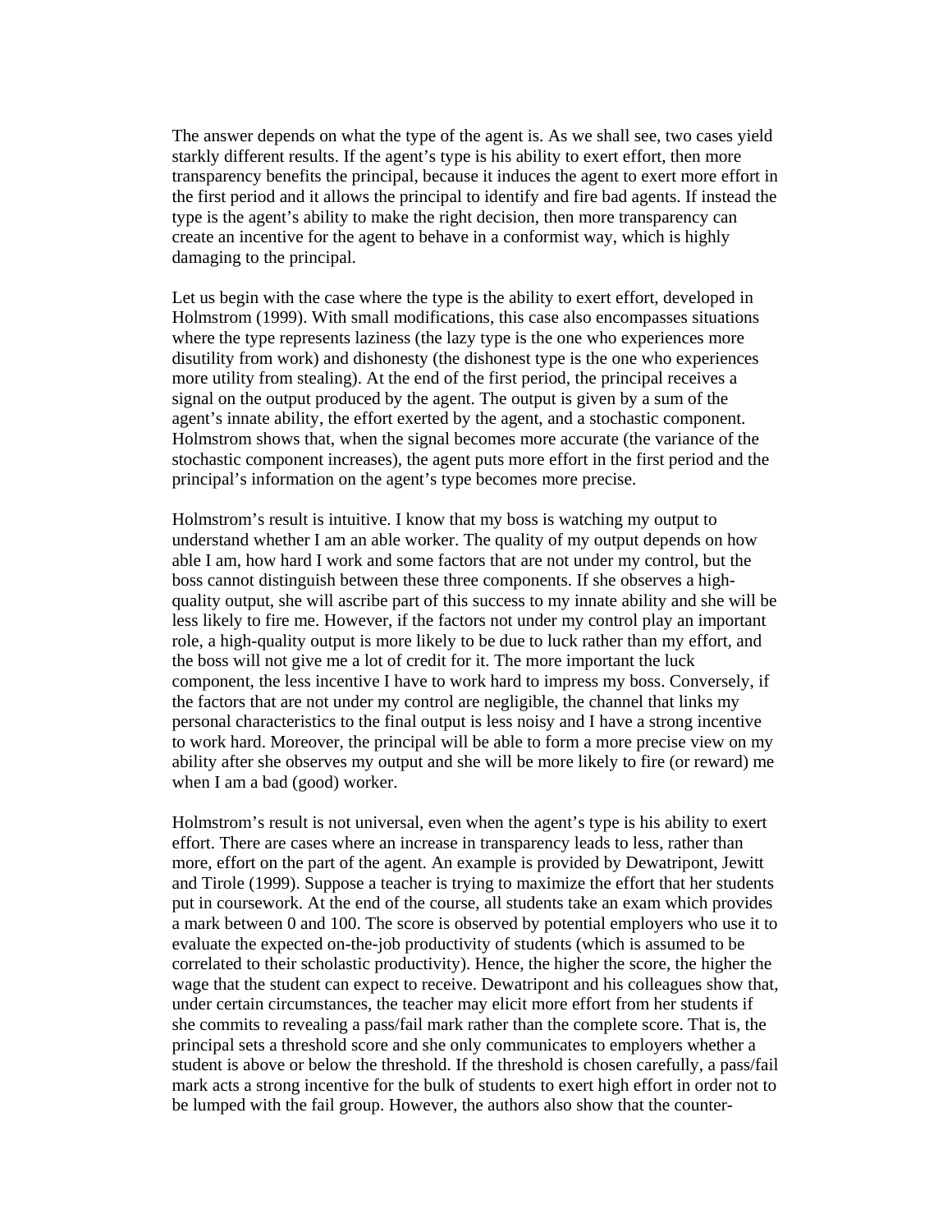The answer depends on what the type of the agent is. As we shall see, two cases yield starkly different results. If the agent's type is his ability to exert effort, then more transparency benefits the principal, because it induces the agent to exert more effort in the first period and it allows the principal to identify and fire bad agents. If instead the type is the agent's ability to make the right decision, then more transparency can create an incentive for the agent to behave in a conformist way, which is highly damaging to the principal.

Let us begin with the case where the type is the ability to exert effort, developed in Holmstrom (1999). With small modifications, this case also encompasses situations where the type represents laziness (the lazy type is the one who experiences more disutility from work) and dishonesty (the dishonest type is the one who experiences more utility from stealing). At the end of the first period, the principal receives a signal on the output produced by the agent. The output is given by a sum of the agent's innate ability, the effort exerted by the agent, and a stochastic component. Holmstrom shows that, when the signal becomes more accurate (the variance of the stochastic component increases), the agent puts more effort in the first period and the principal's information on the agent's type becomes more precise.

Holmstrom's result is intuitive. I know that my boss is watching my output to understand whether I am an able worker. The quality of my output depends on how able I am, how hard I work and some factors that are not under my control, but the boss cannot distinguish between these three components. If she observes a high-quality output, she will ascribe part of this success to my innate ability and she will be less likely to fire me. However, if the factors not under my control play an important role, a high-quality output is more likely to be due to luck rather than my effort, and the boss will not give me a lot of credit for it. The more important the luck component, the less incentive I have to work hard to impress my boss. Conversely, if the factors that are not under my control are negligible, the channel that links my personal characteristics to the final output is less noisy and I have a strong incentive to work hard. Moreover, the principal will be able to form a more precise view on my ability after she observes my output and she will be more likely to fire (or reward) me when I am a bad (good) worker.

Holmstrom's result is not universal, even when the agent's type is his ability to exert effort. There are cases where an increase in transparency leads to less, rather than more, effort on the part of the agent. An example is provided by Dewatripont, Jewitt and Tirole (1999). Suppose a teacher is trying to maximize the effort that her students put in coursework. At the end of the course, all students take an exam which provides a mark between 0 and 100. The score is observed by potential employers who use it to evaluate the expected on-the-job productivity of students (which is assumed to be correlated to their scholastic productivity). Hence, the higher the score, the higher the wage that the student can expect to receive. Dewatripont and his colleagues show that, under certain circumstances, the teacher may elicit more effort from her students if she commits to revealing a pass/fail mark rather than the complete score. That is, the principal sets a threshold score and she only communicates to employers whether a student is above or below the threshold. If the threshold is chosen carefully, a pass/fail mark acts a strong incentive for the bulk of students to exert high effort in order not to be lumped with the fail group. However, the authors also show that the counter-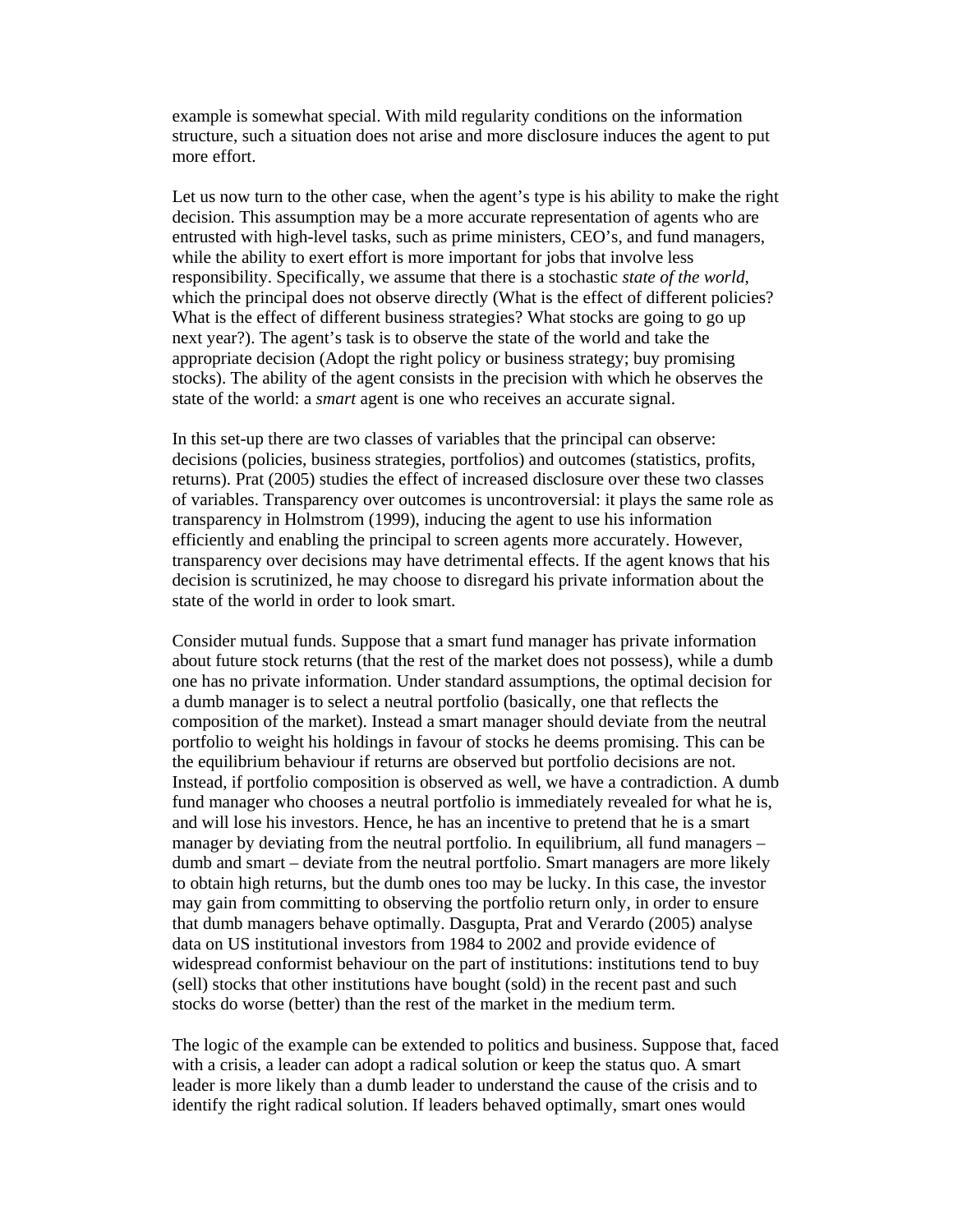example is somewhat special. With mild regularity conditions on the information structure, such a situation does not arise and more disclosure induces the agent to put more effort.

Let us now turn to the other case, when the agent's type is his ability to make the right decision. This assumption may be a more accurate representation of agents who are entrusted with high-level tasks, such as prime ministers, CEO's, and fund managers, while the ability to exert effort is more important for jobs that involve less responsibility. Specifically, we assume that there is a stochastic *state of the world*, which the principal does not observe directly (What is the effect of different policies? What is the effect of different business strategies? What stocks are going to go up next year?). The agent's task is to observe the state of the world and take the appropriate decision (Adopt the right policy or business strategy; buy promising stocks). The ability of the agent consists in the precision with which he observes the state of the world: a *smart* agent is one who receives an accurate signal.

In this set-up there are two classes of variables that the principal can observe: decisions (policies, business strategies, portfolios) and outcomes (statistics, profits, returns). Prat (2005) studies the effect of increased disclosure over these two classes of variables. Transparency over outcomes is uncontroversial: it plays the same role as transparency in Holmstrom (1999), inducing the agent to use his information efficiently and enabling the principal to screen agents more accurately. However, transparency over decisions may have detrimental effects. If the agent knows that his decision is scrutinized, he may choose to disregard his private information about the state of the world in order to look smart.

Consider mutual funds. Suppose that a smart fund manager has private information about future stock returns (that the rest of the market does not possess), while a dumb one has no private information. Under standard assumptions, the optimal decision for a dumb manager is to select a neutral portfolio (basically, one that reflects the composition of the market). Instead a smart manager should deviate from the neutral portfolio to weight his holdings in favour of stocks he deems promising. This can be the equilibrium behaviour if returns are observed but portfolio decisions are not. Instead, if portfolio composition is observed as well, we have a contradiction. A dumb fund manager who chooses a neutral portfolio is immediately revealed for what he is, and will lose his investors. Hence, he has an incentive to pretend that he is a smart manager by deviating from the neutral portfolio. In equilibrium, all fund managers – dumb and smart – deviate from the neutral portfolio. Smart managers are more likely to obtain high returns, but the dumb ones too may be lucky. In this case, the investor may gain from committing to observing the portfolio return only, in order to ensure that dumb managers behave optimally. Dasgupta, Prat and Verardo (2005) analyse data on US institutional investors from 1984 to 2002 and provide evidence of widespread conformist behaviour on the part of institutions: institutions tend to buy (sell) stocks that other institutions have bought (sold) in the recent past and such stocks do worse (better) than the rest of the market in the medium term.

The logic of the example can be extended to politics and business. Suppose that, faced with a crisis, a leader can adopt a radical solution or keep the status quo. A smart leader is more likely than a dumb leader to understand the cause of the crisis and to identify the right radical solution. If leaders behaved optimally, smart ones would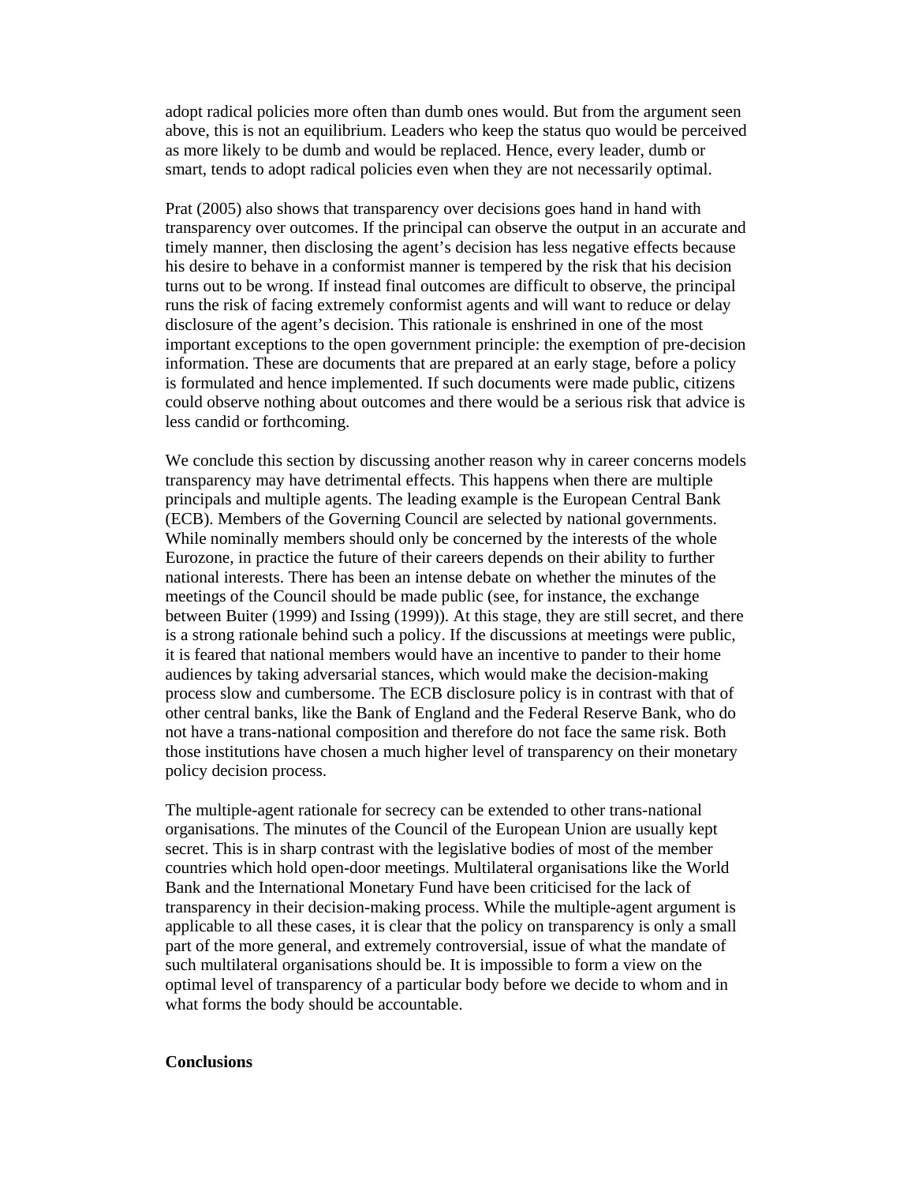adopt radical policies more often than dumb ones would. But from the argument seen above, this is not an equilibrium. Leaders who keep the status quo would be perceived as more likely to be dumb and would be replaced. Hence, every leader, dumb or smart, tends to adopt radical policies even when they are not necessarily optimal.

Prat (2005) also shows that transparency over decisions goes hand in hand with transparency over outcomes. If the principal can observe the output in an accurate and timely manner, then disclosing the agent's decision has less negative effects because his desire to behave in a conformist manner is tempered by the risk that his decision turns out to be wrong. If instead final outcomes are difficult to observe, the principal runs the risk of facing extremely conformist agents and will want to reduce or delay disclosure of the agent's decision. This rationale is enshrined in one of the most important exceptions to the open government principle: the exemption of pre-decision information. These are documents that are prepared at an early stage, before a policy is formulated and hence implemented. If such documents were made public, citizens could observe nothing about outcomes and there would be a serious risk that advice is less candid or forthcoming.

We conclude this section by discussing another reason why in career concerns models transparency may have detrimental effects. This happens when there are multiple principals and multiple agents. The leading example is the European Central Bank (ECB). Members of the Governing Council are selected by national governments. While nominally members should only be concerned by the interests of the whole Eurozone, in practice the future of their careers depends on their ability to further national interests. There has been an intense debate on whether the minutes of the meetings of the Council should be made public (see, for instance, the exchange between Buiter (1999) and Issing (1999)). At this stage, they are still secret, and there is a strong rationale behind such a policy. If the discussions at meetings were public, it is feared that national members would have an incentive to pander to their home audiences by taking adversarial stances, which would make the decision-making process slow and cumbersome. The ECB disclosure policy is in contrast with that of other central banks, like the Bank of England and the Federal Reserve Bank, who do not have a trans-national composition and therefore do not face the same risk. Both those institutions have chosen a much higher level of transparency on their monetary policy decision process.

The multiple-agent rationale for secrecy can be extended to other trans-national organisations. The minutes of the Council of the European Union are usually kept secret. This is in sharp contrast with the legislative bodies of most of the member countries which hold open-door meetings. Multilateral organisations like the World Bank and the International Monetary Fund have been criticised for the lack of transparency in their decision-making process. While the multiple-agent argument is applicable to all these cases, it is clear that the policy on transparency is only a small part of the more general, and extremely controversial, issue of what the mandate of such multilateral organisations should be. It is impossible to form a view on the optimal level of transparency of a particular body before we decide to whom and in what forms the body should be accountable.

**Conclusions**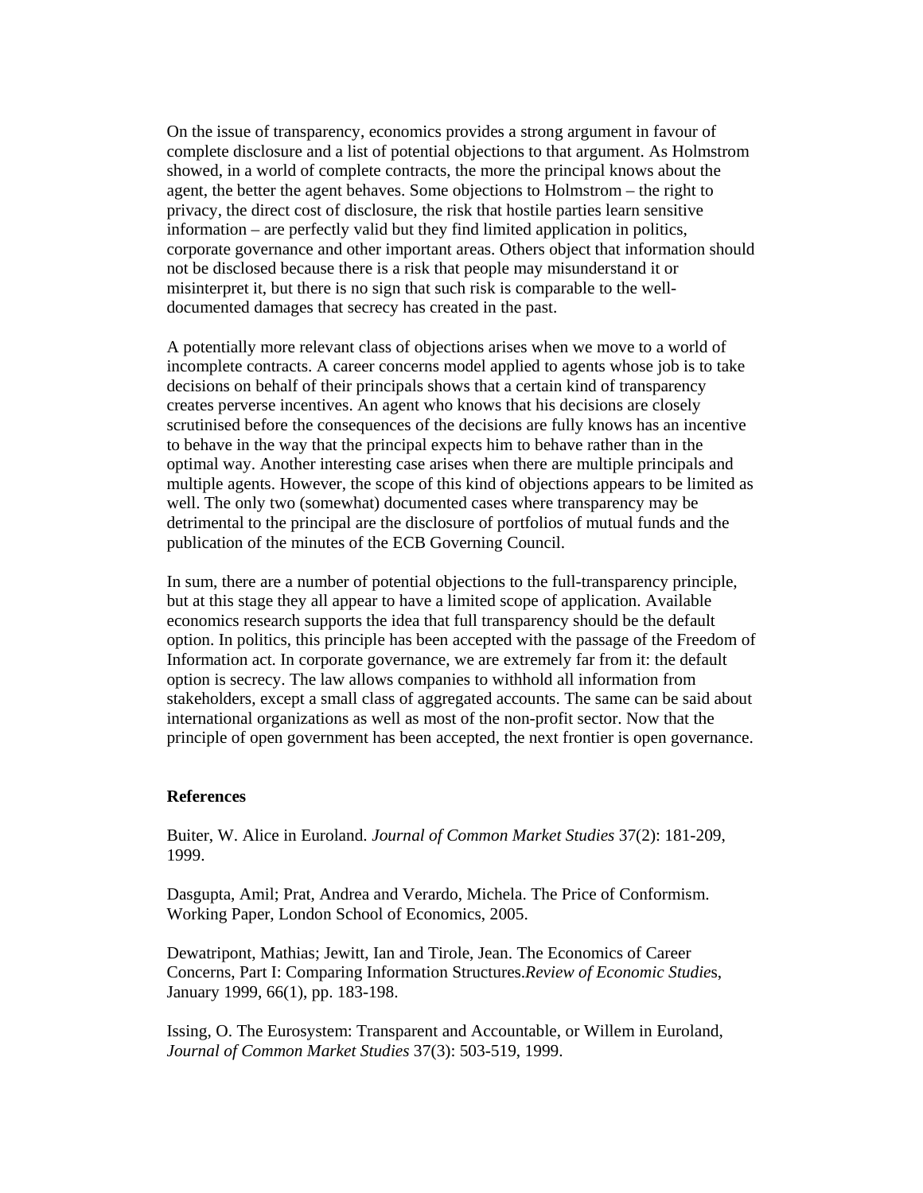On the issue of transparency, economics provides a strong argument in favour of complete disclosure and a list of potential objections to that argument. As Holmstrom showed, in a world of complete contracts, the more the principal knows about the agent, the better the agent behaves. Some objections to Holmstrom – the right to privacy, the direct cost of disclosure, the risk that hostile parties learn sensitive information – are perfectly valid but they find limited application in politics, corporate governance and other important areas. Others object that information should not be disclosed because there is a risk that people may misunderstand it or misinterpret it, but there is no sign that such risk is comparable to the well-documented damages that secrecy has created in the past.

A potentially more relevant class of objections arises when we move to a world of incomplete contracts. A career concerns model applied to agents whose job is to take decisions on behalf of their principals shows that a certain kind of transparency creates perverse incentives. An agent who knows that his decisions are closely scrutinised before the consequences of the decisions are fully knows has an incentive to behave in the way that the principal expects him to behave rather than in the optimal way. Another interesting case arises when there are multiple principals and multiple agents. However, the scope of this kind of objections appears to be limited as well. The only two (somewhat) documented cases where transparency may be detrimental to the principal are the disclosure of portfolios of mutual funds and the publication of the minutes of the ECB Governing Council.

In sum, there are a number of potential objections to the full-transparency principle, but at this stage they all appear to have a limited scope of application. Available economics research supports the idea that full transparency should be the default option. In politics, this principle has been accepted with the passage of the Freedom of Information act. In corporate governance, we are extremely far from it: the default option is secrecy. The law allows companies to withhold all information from stakeholders, except a small class of aggregated accounts. The same can be said about international organizations as well as most of the non-profit sector. Now that the principle of open government has been accepted, the next frontier is open governance.

**References**

Buiter, W. Alice in Euroland. *Journal of Common Market Studies* 37(2): 181-209, 1999.

Dasgupta, Amil; Prat, Andrea and Verardo, Michela. The Price of Conformism. Working Paper, London School of Economics, 2005.

Dewatripont, Mathias; Jewitt, Ian and Tirole, Jean. The Economics of Career Concerns, Part I: Comparing Information Structures.*Review of Economic Studies*, January 1999, 66(1), pp. 183-198.

Issing, O. The Eurosystem: Transparent and Accountable, or Willem in Euroland, *Journal of Common Market Studies* 37(3): 503-519, 1999.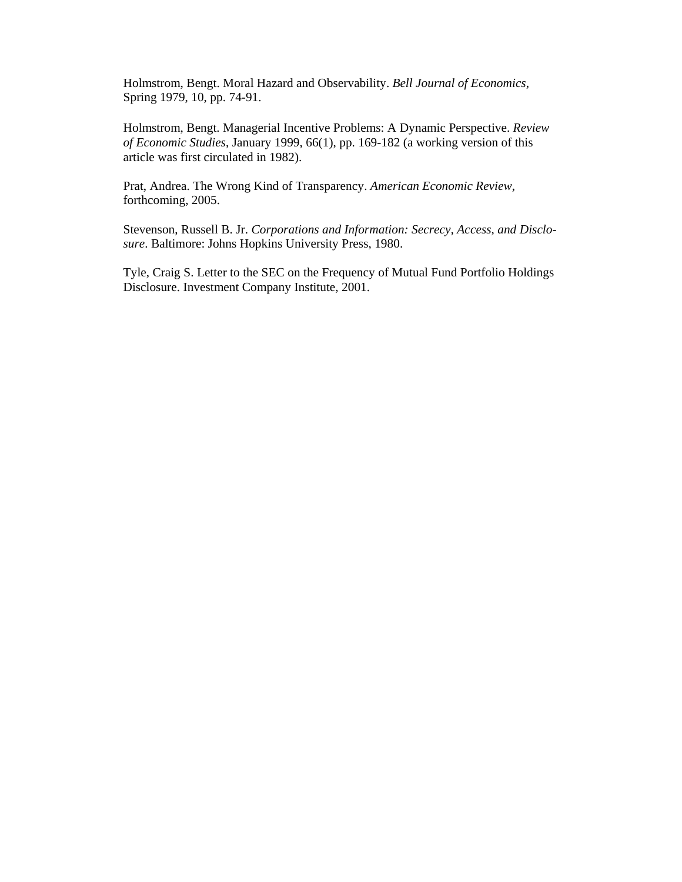Holmstrom, Bengt. Moral Hazard and Observability. *Bell Journal of Economics*, Spring 1979, 10, pp. 74-91.

Holmstrom, Bengt. Managerial Incentive Problems: A Dynamic Perspective. *Review of Economic Studies*, January 1999, 66(1), pp. 169-182 (a working version of this article was first circulated in 1982).

Prat, Andrea. The Wrong Kind of Transparency. *American Economic Review*, forthcoming, 2005.

Stevenson, Russell B. Jr. *Corporations and Information: Secrecy, Access, and Disclosure*. Baltimore: Johns Hopkins University Press, 1980.

Tyle, Craig S. Letter to the SEC on the Frequency of Mutual Fund Portfolio Holdings Disclosure. Investment Company Institute, 2001.